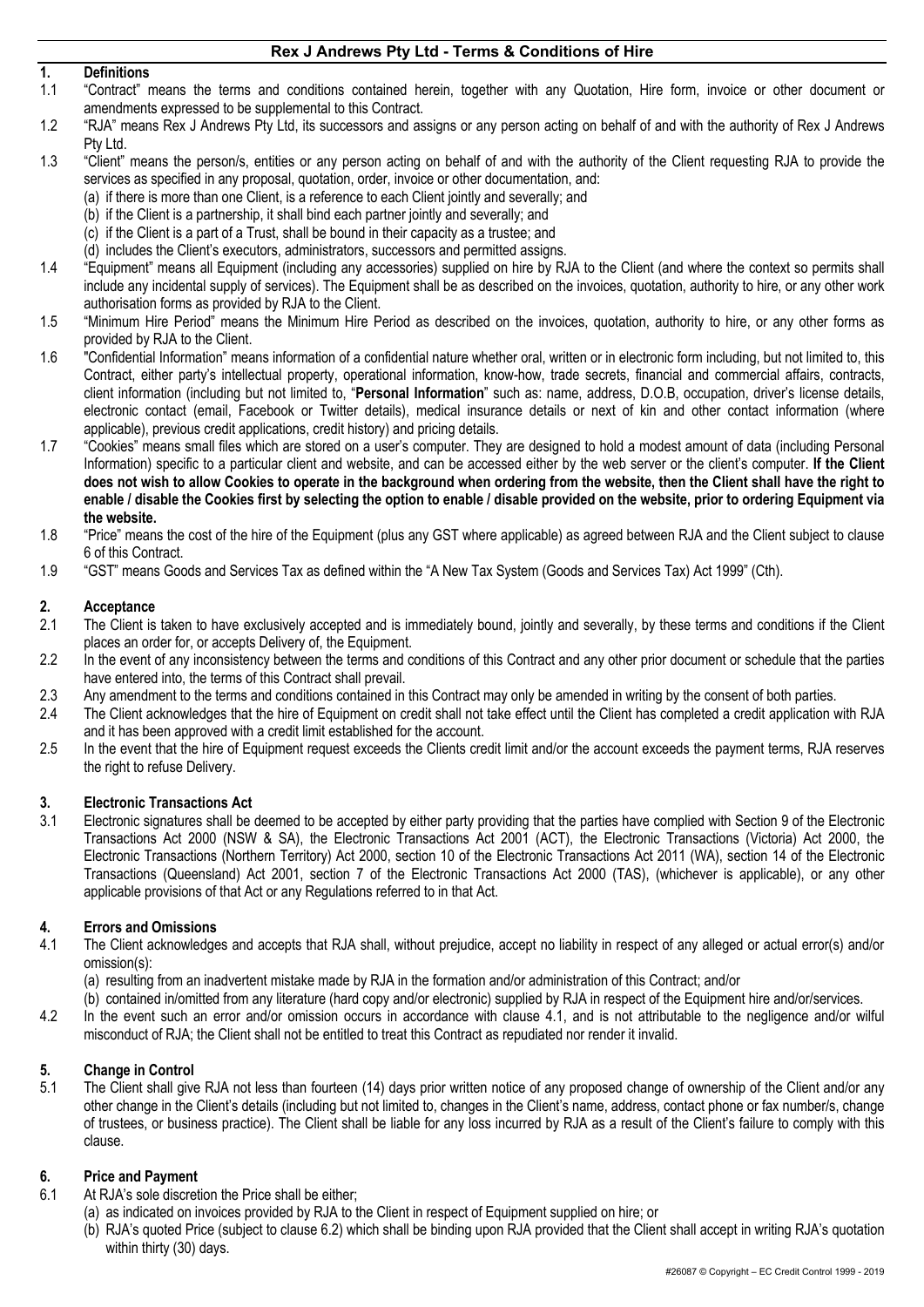# Rex J Andrews Pty Ltd - Terms & Conditions of Hire

## 1. Definitions

1.1 "Contract" means the terms and conditions contained herein, together with any Quotation, Hire form, invoice or other document or amendments expressed to be supplemental to this Contract.

1.2 "RJA" means Rex J Andrews Pty Ltd, its successors and assigns or any person acting on behalf of and with the authority of Rex J Andrews Pty Ltd.

1.3 "Client" means the person/s, entities or any person acting on behalf of and with the authority of the Client requesting RJA to provide the services as specified in any proposal, quotation, order, invoice or other documentation, and:
- (a) if there is more than one Client, is a reference to each Client jointly and severally; and
- (b) if the Client is a partnership, it shall bind each partner jointly and severally; and
- (c) if the Client is a part of a Trust, shall be bound in their capacity as a trustee; and
- (d) includes the Client's executors, administrators, successors and permitted assigns.

1.4 "Equipment" means all Equipment (including any accessories) supplied on hire by RJA to the Client (and where the context so permits shall include any incidental supply of services). The Equipment shall be as described on the invoices, quotation, authority to hire, or any other work authorisation forms as provided by RJA to the Client.

1.5 "Minimum Hire Period" means the Minimum Hire Period as described on the invoices, quotation, authority to hire, or any other forms as provided by RJA to the Client.

1.6 "Confidential Information" means information of a confidential nature whether oral, written or in electronic form including, but not limited to, this Contract, either party's intellectual property, operational information, know-how, trade secrets, financial and commercial affairs, contracts, client information (including but not limited to, "**Personal Information**" such as: name, address, D.O.B, occupation, driver's license details, electronic contact (email, Facebook or Twitter details), medical insurance details or next of kin and other contact information (where applicable), previous credit applications, credit history) and pricing details.

1.7 "Cookies" means small files which are stored on a user's computer. They are designed to hold a modest amount of data (including Personal Information) specific to a particular client and website, and can be accessed either by the web server or the client's computer. **If the Client does not wish to allow Cookies to operate in the background when ordering from the website, then the Client shall have the right to enable / disable the Cookies first by selecting the option to enable / disable provided on the website, prior to ordering Equipment via the website.**

1.8 "Price" means the cost of the hire of the Equipment (plus any GST where applicable) as agreed between RJA and the Client subject to clause 6 of this Contract.

1.9 "GST" means Goods and Services Tax as defined within the "A New Tax System (Goods and Services Tax) Act 1999" (Cth).

## 2. Acceptance

2.1 The Client is taken to have exclusively accepted and is immediately bound, jointly and severally, by these terms and conditions if the Client places an order for, or accepts Delivery of, the Equipment.

2.2 In the event of any inconsistency between the terms and conditions of this Contract and any other prior document or schedule that the parties have entered into, the terms of this Contract shall prevail.

2.3 Any amendment to the terms and conditions contained in this Contract may only be amended in writing by the consent of both parties.

2.4 The Client acknowledges that the hire of Equipment on credit shall not take effect until the Client has completed a credit application with RJA and it has been approved with a credit limit established for the account.

2.5 In the event that the hire of Equipment request exceeds the Clients credit limit and/or the account exceeds the payment terms, RJA reserves the right to refuse Delivery.

## 3. Electronic Transactions Act

3.1 Electronic signatures shall be deemed to be accepted by either party providing that the parties have complied with Section 9 of the Electronic Transactions Act 2000 (NSW & SA), the Electronic Transactions Act 2001 (ACT), the Electronic Transactions (Victoria) Act 2000, the Electronic Transactions (Northern Territory) Act 2000, section 10 of the Electronic Transactions Act 2011 (WA), section 14 of the Electronic Transactions (Queensland) Act 2001, section 7 of the Electronic Transactions Act 2000 (TAS), (whichever is applicable), or any other applicable provisions of that Act or any Regulations referred to in that Act.

## 4. Errors and Omissions

4.1 The Client acknowledges and accepts that RJA shall, without prejudice, accept no liability in respect of any alleged or actual error(s) and/or omission(s):
- (a) resulting from an inadvertent mistake made by RJA in the formation and/or administration of this Contract; and/or
- (b) contained in/omitted from any literature (hard copy and/or electronic) supplied by RJA in respect of the Equipment hire and/or/services.

4.2 In the event such an error and/or omission occurs in accordance with clause 4.1, and is not attributable to the negligence and/or wilful misconduct of RJA; the Client shall not be entitled to treat this Contract as repudiated nor render it invalid.

## 5. Change in Control

5.1 The Client shall give RJA not less than fourteen (14) days prior written notice of any proposed change of ownership of the Client and/or any other change in the Client's details (including but not limited to, changes in the Client's name, address, contact phone or fax number/s, change of trustees, or business practice). The Client shall be liable for any loss incurred by RJA as a result of the Client's failure to comply with this clause.

## 6. Price and Payment

6.1 At RJA's sole discretion the Price shall be either;
- (a) as indicated on invoices provided by RJA to the Client in respect of Equipment supplied on hire; or
- (b) RJA's quoted Price (subject to clause 6.2) which shall be binding upon RJA provided that the Client shall accept in writing RJA's quotation within thirty (30) days.

#26087 © Copyright – EC Credit Control 1999 - 2019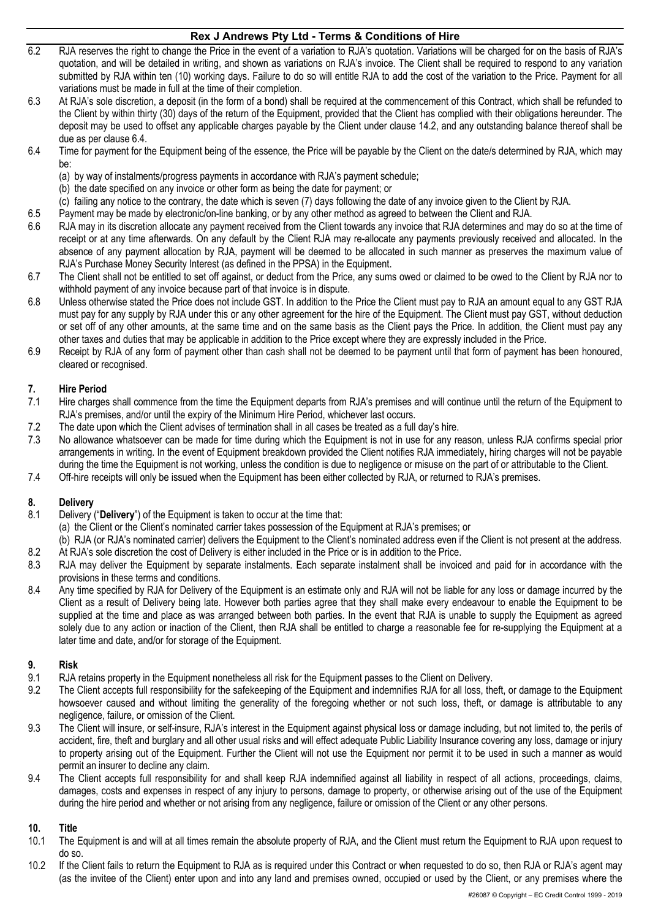6.2 RJA reserves the right to change the Price in the event of a variation to RJA's quotation. Variations will be charged for on the basis of RJA's quotation, and will be detailed in writing, and shown as variations on RJA's invoice. The Client shall be required to respond to any variation submitted by RJA within ten (10) working days. Failure to do so will entitle RJA to add the cost of the variation to the Price. Payment for all variations must be made in full at the time of their completion.

6.3 At RJA's sole discretion, a deposit (in the form of a bond) shall be required at the commencement of this Contract, which shall be refunded to the Client by within thirty (30) days of the return of the Equipment, provided that the Client has complied with their obligations hereunder. The deposit may be used to offset any applicable charges payable by the Client under clause 14.2, and any outstanding balance thereof shall be due as per clause 6.4.

6.4 Time for payment for the Equipment being of the essence, the Price will be payable by the Client on the date/s determined by RJA, which may be:
(a) by way of instalments/progress payments in accordance with RJA's payment schedule;
(b) the date specified on any invoice or other form as being the date for payment; or
(c) failing any notice to the contrary, the date which is seven (7) days following the date of any invoice given to the Client by RJA.

6.5 Payment may be made by electronic/on-line banking, or by any other method as agreed to between the Client and RJA.

6.6 RJA may in its discretion allocate any payment received from the Client towards any invoice that RJA determines and may do so at the time of receipt or at any time afterwards. On any default by the Client RJA may re-allocate any payments previously received and allocated. In the absence of any payment allocation by RJA, payment will be deemed to be allocated in such manner as preserves the maximum value of RJA's Purchase Money Security Interest (as defined in the PPSA) in the Equipment.

6.7 The Client shall not be entitled to set off against, or deduct from the Price, any sums owed or claimed to be owed to the Client by RJA nor to withhold payment of any invoice because part of that invoice is in dispute.

6.8 Unless otherwise stated the Price does not include GST. In addition to the Price the Client must pay to RJA an amount equal to any GST RJA must pay for any supply by RJA under this or any other agreement for the hire of the Equipment. The Client must pay GST, without deduction or set off of any other amounts, at the same time and on the same basis as the Client pays the Price. In addition, the Client must pay any other taxes and duties that may be applicable in addition to the Price except where they are expressly included in the Price.

6.9 Receipt by RJA of any form of payment other than cash shall not be deemed to be payment until that form of payment has been honoured, cleared or recognised.

## 7. Hire Period

7.1 Hire charges shall commence from the time the Equipment departs from RJA's premises and will continue until the return of the Equipment to RJA's premises, and/or until the expiry of the Minimum Hire Period, whichever last occurs.

7.2 The date upon which the Client advises of termination shall in all cases be treated as a full day's hire.

7.3 No allowance whatsoever can be made for time during which the Equipment is not in use for any reason, unless RJA confirms special prior arrangements in writing. In the event of Equipment breakdown provided the Client notifies RJA immediately, hiring charges will not be payable during the time the Equipment is not working, unless the condition is due to negligence or misuse on the part of or attributable to the Client.

7.4 Off-hire receipts will only be issued when the Equipment has been either collected by RJA, or returned to RJA's premises.

## 8. Delivery

8.1 Delivery ("**Delivery**") of the Equipment is taken to occur at the time that:
(a) the Client or the Client's nominated carrier takes possession of the Equipment at RJA's premises; or
(b) RJA (or RJA's nominated carrier) delivers the Equipment to the Client's nominated address even if the Client is not present at the address.

8.2 At RJA's sole discretion the cost of Delivery is either included in the Price or is in addition to the Price.

8.3 RJA may deliver the Equipment by separate instalments. Each separate instalment shall be invoiced and paid for in accordance with the provisions in these terms and conditions.

8.4 Any time specified by RJA for Delivery of the Equipment is an estimate only and RJA will not be liable for any loss or damage incurred by the Client as a result of Delivery being late. However both parties agree that they shall make every endeavour to enable the Equipment to be supplied at the time and place as was arranged between both parties. In the event that RJA is unable to supply the Equipment as agreed solely due to any action or inaction of the Client, then RJA shall be entitled to charge a reasonable fee for re-supplying the Equipment at a later time and date, and/or for storage of the Equipment.

## 9. Risk

9.1 RJA retains property in the Equipment nonetheless all risk for the Equipment passes to the Client on Delivery.

9.2 The Client accepts full responsibility for the safekeeping of the Equipment and indemnifies RJA for all loss, theft, or damage to the Equipment howsoever caused and without limiting the generality of the foregoing whether or not such loss, theft, or damage is attributable to any negligence, failure, or omission of the Client.

9.3 The Client will insure, or self-insure, RJA's interest in the Equipment against physical loss or damage including, but not limited to, the perils of accident, fire, theft and burglary and all other usual risks and will effect adequate Public Liability Insurance covering any loss, damage or injury to property arising out of the Equipment. Further the Client will not use the Equipment nor permit it to be used in such a manner as would permit an insurer to decline any claim.

9.4 The Client accepts full responsibility for and shall keep RJA indemnified against all liability in respect of all actions, proceedings, claims, damages, costs and expenses in respect of any injury to persons, damage to property, or otherwise arising out of the use of the Equipment during the hire period and whether or not arising from any negligence, failure or omission of the Client or any other persons.

## 10. Title

10.1 The Equipment is and will at all times remain the absolute property of RJA, and the Client must return the Equipment to RJA upon request to do so.

10.2 If the Client fails to return the Equipment to RJA as is required under this Contract or when requested to do so, then RJA or RJA's agent may (as the invitee of the Client) enter upon and into any land and premises owned, occupied or used by the Client, or any premises where the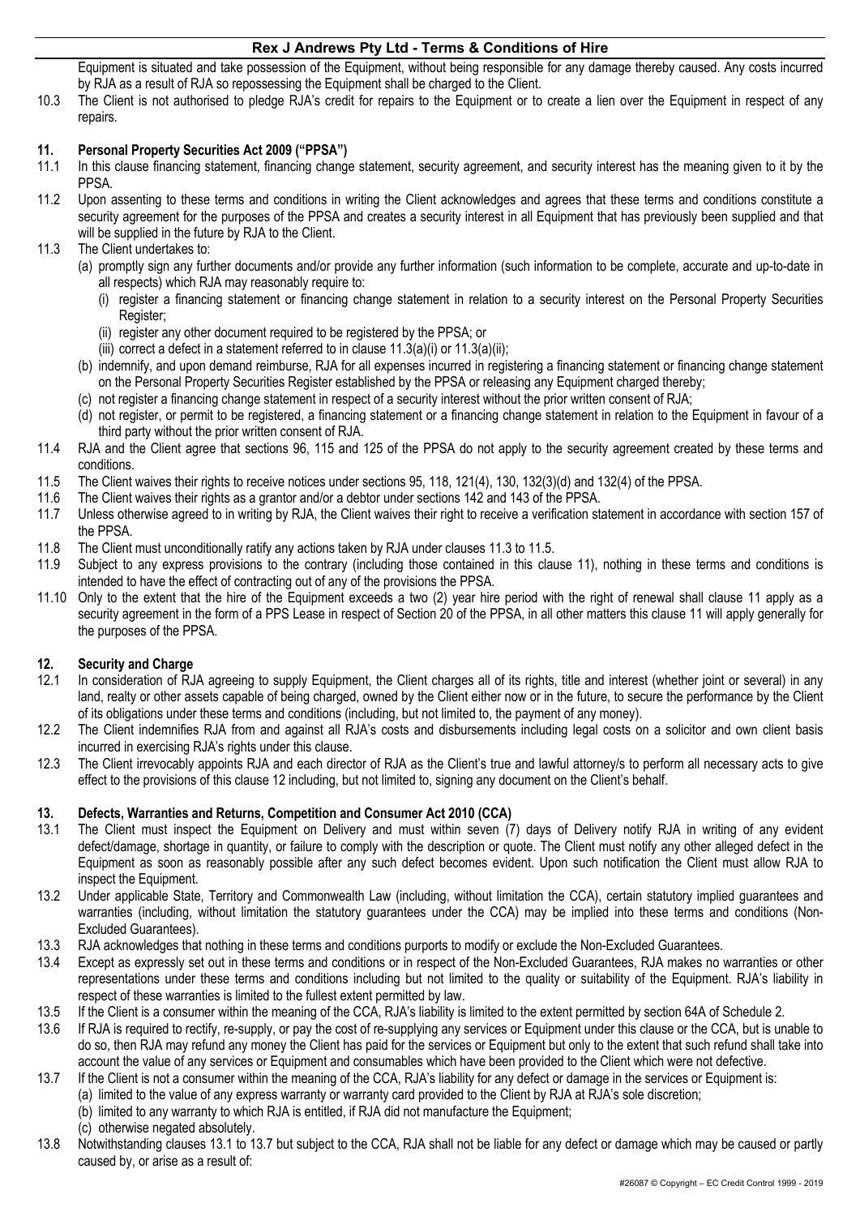Equipment is situated and take possession of the Equipment, without being responsible for any damage thereby caused. Any costs incurred by RJA as a result of RJA so repossessing the Equipment shall be charged to the Client.

10.3 The Client is not authorised to pledge RJA's credit for repairs to the Equipment or to create a lien over the Equipment in respect of any repairs.

## 11. Personal Property Securities Act 2009 ("PPSA")

11.1 In this clause financing statement, financing change statement, security agreement, and security interest has the meaning given to it by the PPSA.

11.2 Upon assenting to these terms and conditions in writing the Client acknowledges and agrees that these terms and conditions constitute a security agreement for the purposes of the PPSA and creates a security interest in all Equipment that has previously been supplied and that will be supplied in the future by RJA to the Client.

11.3 The Client undertakes to:

(a) promptly sign any further documents and/or provide any further information (such information to be complete, accurate and up-to-date in all respects) which RJA may reasonably require to:

(i) register a financing statement or financing change statement in relation to a security interest on the Personal Property Securities Register;

(ii) register any other document required to be registered by the PPSA; or

(iii) correct a defect in a statement referred to in clause 11.3(a)(i) or 11.3(a)(ii);

(b) indemnify, and upon demand reimburse, RJA for all expenses incurred in registering a financing statement or financing change statement on the Personal Property Securities Register established by the PPSA or releasing any Equipment charged thereby;

(c) not register a financing change statement in respect of a security interest without the prior written consent of RJA;

(d) not register, or permit to be registered, a financing statement or a financing change statement in relation to the Equipment in favour of a third party without the prior written consent of RJA.

11.4 RJA and the Client agree that sections 96, 115 and 125 of the PPSA do not apply to the security agreement created by these terms and conditions.

11.5 The Client waives their rights to receive notices under sections 95, 118, 121(4), 130, 132(3)(d) and 132(4) of the PPSA.

11.6 The Client waives their rights as a grantor and/or a debtor under sections 142 and 143 of the PPSA.

11.7 Unless otherwise agreed to in writing by RJA, the Client waives their right to receive a verification statement in accordance with section 157 of the PPSA.

11.8 The Client must unconditionally ratify any actions taken by RJA under clauses 11.3 to 11.5.

11.9 Subject to any express provisions to the contrary (including those contained in this clause 11), nothing in these terms and conditions is intended to have the effect of contracting out of any of the provisions the PPSA.

11.10 Only to the extent that the hire of the Equipment exceeds a two (2) year hire period with the right of renewal shall clause 11 apply as a security agreement in the form of a PPS Lease in respect of Section 20 of the PPSA, in all other matters this clause 11 will apply generally for the purposes of the PPSA.

## 12. Security and Charge

12.1 In consideration of RJA agreeing to supply Equipment, the Client charges all of its rights, title and interest (whether joint or several) in any land, realty or other assets capable of being charged, owned by the Client either now or in the future, to secure the performance by the Client of its obligations under these terms and conditions (including, but not limited to, the payment of any money).

12.2 The Client indemnifies RJA from and against all RJA's costs and disbursements including legal costs on a solicitor and own client basis incurred in exercising RJA's rights under this clause.

12.3 The Client irrevocably appoints RJA and each director of RJA as the Client's true and lawful attorney/s to perform all necessary acts to give effect to the provisions of this clause 12 including, but not limited to, signing any document on the Client's behalf.

## 13. Defects, Warranties and Returns, Competition and Consumer Act 2010 (CCA)

13.1 The Client must inspect the Equipment on Delivery and must within seven (7) days of Delivery notify RJA in writing of any evident defect/damage, shortage in quantity, or failure to comply with the description or quote. The Client must notify any other alleged defect in the Equipment as soon as reasonably possible after any such defect becomes evident. Upon such notification the Client must allow RJA to inspect the Equipment.

13.2 Under applicable State, Territory and Commonwealth Law (including, without limitation the CCA), certain statutory implied guarantees and warranties (including, without limitation the statutory guarantees under the CCA) may be implied into these terms and conditions (Non-Excluded Guarantees).

13.3 RJA acknowledges that nothing in these terms and conditions purports to modify or exclude the Non-Excluded Guarantees.

13.4 Except as expressly set out in these terms and conditions or in respect of the Non-Excluded Guarantees, RJA makes no warranties or other representations under these terms and conditions including but not limited to the quality or suitability of the Equipment. RJA's liability in respect of these warranties is limited to the fullest extent permitted by law.

13.5 If the Client is a consumer within the meaning of the CCA, RJA's liability is limited to the extent permitted by section 64A of Schedule 2.

13.6 If RJA is required to rectify, re-supply, or pay the cost of re-supplying any services or Equipment under this clause or the CCA, but is unable to do so, then RJA may refund any money the Client has paid for the services or Equipment but only to the extent that such refund shall take into account the value of any services or Equipment and consumables which have been provided to the Client which were not defective.

13.7 If the Client is not a consumer within the meaning of the CCA, RJA's liability for any defect or damage in the services or Equipment is:

(a) limited to the value of any express warranty or warranty card provided to the Client by RJA at RJA's sole discretion;

(b) limited to any warranty to which RJA is entitled, if RJA did not manufacture the Equipment;

(c) otherwise negated absolutely.

13.8 Notwithstanding clauses 13.1 to 13.7 but subject to the CCA, RJA shall not be liable for any defect or damage which may be caused or partly caused by, or arise as a result of: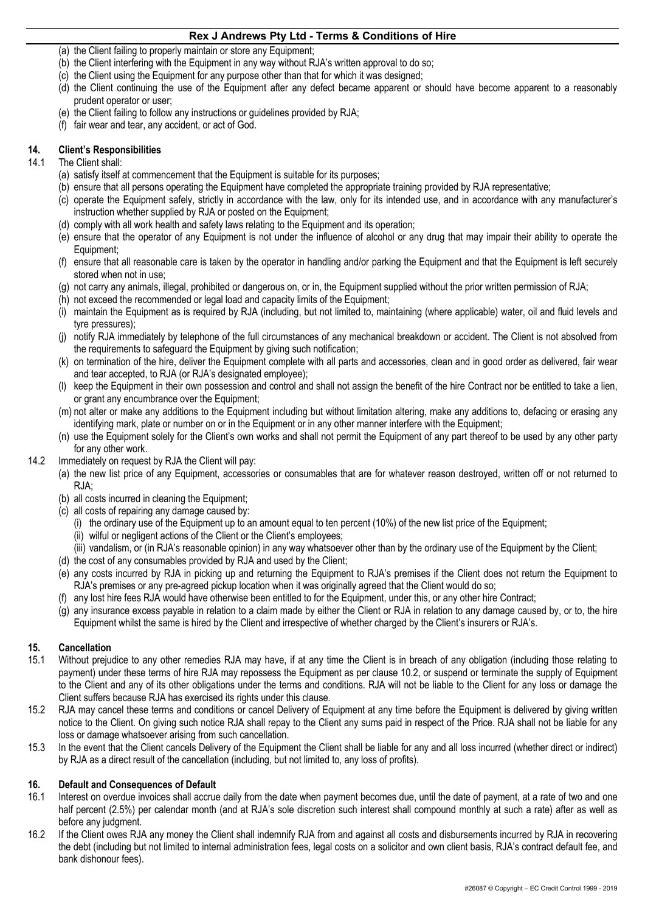(a) the Client failing to properly maintain or store any Equipment;
(b) the Client interfering with the Equipment in any way without RJA's written approval to do so;
(c) the Client using the Equipment for any purpose other than that for which it was designed;
(d) the Client continuing the use of the Equipment after any defect became apparent or should have become apparent to a reasonably prudent operator or user;
(e) the Client failing to follow any instructions or guidelines provided by RJA;
(f) fair wear and tear, any accident, or act of God.

## 14. Client's Responsibilities

14.1 The Client shall:

(a) satisfy itself at commencement that the Equipment is suitable for its purposes;
(b) ensure that all persons operating the Equipment have completed the appropriate training provided by RJA representative;
(c) operate the Equipment safely, strictly in accordance with the law, only for its intended use, and in accordance with any manufacturer's instruction whether supplied by RJA or posted on the Equipment;
(d) comply with all work health and safety laws relating to the Equipment and its operation;
(e) ensure that the operator of any Equipment is not under the influence of alcohol or any drug that may impair their ability to operate the Equipment;
(f) ensure that all reasonable care is taken by the operator in handling and/or parking the Equipment and that the Equipment is left securely stored when not in use;
(g) not carry any animals, illegal, prohibited or dangerous on, or in, the Equipment supplied without the prior written permission of RJA;
(h) not exceed the recommended or legal load and capacity limits of the Equipment;
(i) maintain the Equipment as is required by RJA (including, but not limited to, maintaining (where applicable) water, oil and fluid levels and tyre pressures);
(j) notify RJA immediately by telephone of the full circumstances of any mechanical breakdown or accident. The Client is not absolved from the requirements to safeguard the Equipment by giving such notification;
(k) on termination of the hire, deliver the Equipment complete with all parts and accessories, clean and in good order as delivered, fair wear and tear accepted, to RJA (or RJA's designated employee);
(l) keep the Equipment in their own possession and control and shall not assign the benefit of the hire Contract nor be entitled to take a lien, or grant any encumbrance over the Equipment;
(m) not alter or make any additions to the Equipment including but without limitation altering, make any additions to, defacing or erasing any identifying mark, plate or number on or in the Equipment or in any other manner interfere with the Equipment;
(n) use the Equipment solely for the Client's own works and shall not permit the Equipment of any part thereof to be used by any other party for any other work.

14.2 Immediately on request by RJA the Client will pay:

(a) the new list price of any Equipment, accessories or consumables that are for whatever reason destroyed, written off or not returned to RJA;
(b) all costs incurred in cleaning the Equipment;
(c) all costs of repairing any damage caused by:
   (i) the ordinary use of the Equipment up to an amount equal to ten percent (10%) of the new list price of the Equipment;
   (ii) wilful or negligent actions of the Client or the Client's employees;
   (iii) vandalism, or (in RJA's reasonable opinion) in any way whatsoever other than by the ordinary use of the Equipment by the Client;
(d) the cost of any consumables provided by RJA and used by the Client;
(e) any costs incurred by RJA in picking up and returning the Equipment to RJA's premises if the Client does not return the Equipment to RJA's premises or any pre-agreed pickup location when it was originally agreed that the Client would do so;
(f) any lost hire fees RJA would have otherwise been entitled to for the Equipment, under this, or any other hire Contract;
(g) any insurance excess payable in relation to a claim made by either the Client or RJA in relation to any damage caused by, or to, the hire Equipment whilst the same is hired by the Client and irrespective of whether charged by the Client's insurers or RJA's.

## 15. Cancellation

15.1 Without prejudice to any other remedies RJA may have, if at any time the Client is in breach of any obligation (including those relating to payment) under these terms of hire RJA may repossess the Equipment as per clause 10.2, or suspend or terminate the supply of Equipment to the Client and any of its other obligations under the terms and conditions. RJA will not be liable to the Client for any loss or damage the Client suffers because RJA has exercised its rights under this clause.

15.2 RJA may cancel these terms and conditions or cancel Delivery of Equipment at any time before the Equipment is delivered by giving written notice to the Client. On giving such notice RJA shall repay to the Client any sums paid in respect of the Price. RJA shall not be liable for any loss or damage whatsoever arising from such cancellation.

15.3 In the event that the Client cancels Delivery of the Equipment the Client shall be liable for any and all loss incurred (whether direct or indirect) by RJA as a direct result of the cancellation (including, but not limited to, any loss of profits).

## 16. Default and Consequences of Default

16.1 Interest on overdue invoices shall accrue daily from the date when payment becomes due, until the date of payment, at a rate of two and one half percent (2.5%) per calendar month (and at RJA's sole discretion such interest shall compound monthly at such a rate) after as well as before any judgment.

16.2 If the Client owes RJA any money the Client shall indemnify RJA from and against all costs and disbursements incurred by RJA in recovering the debt (including but not limited to internal administration fees, legal costs on a solicitor and own client basis, RJA's contract default fee, and bank dishonour fees).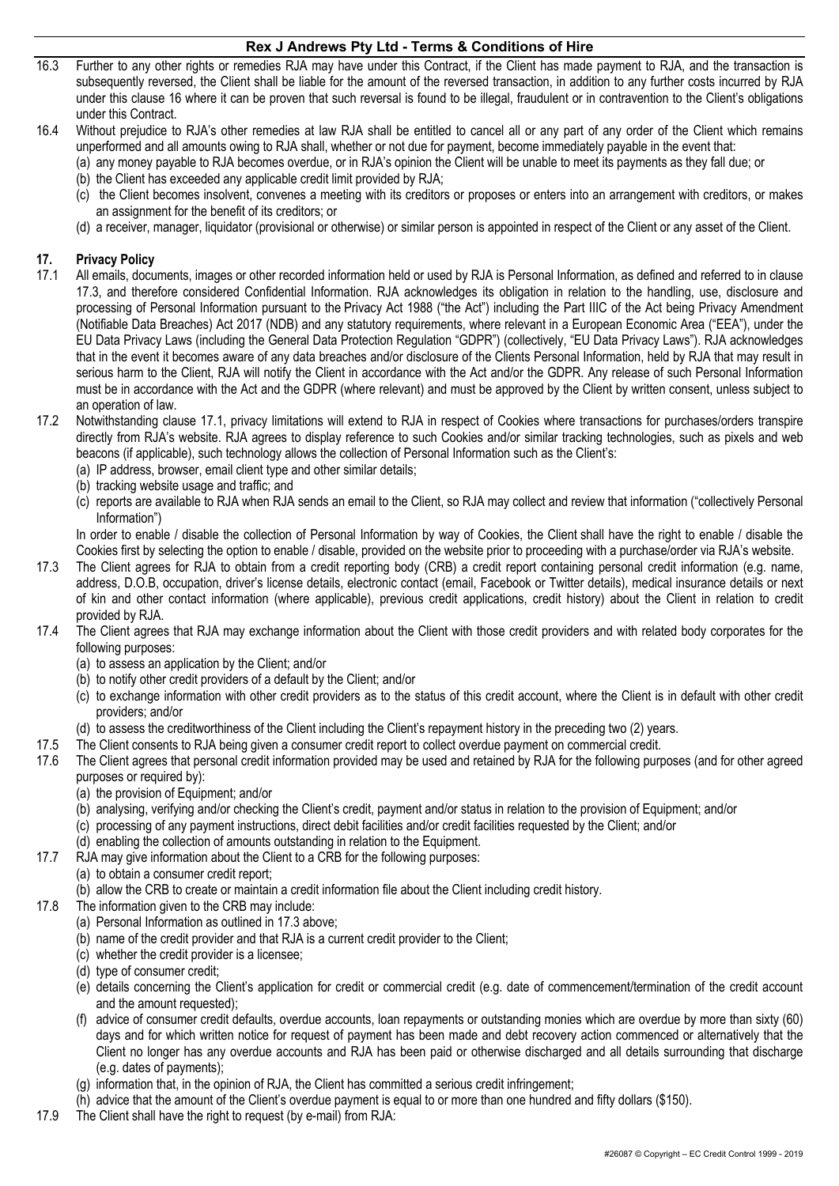16.3 Further to any other rights or remedies RJA may have under this Contract, if the Client has made payment to RJA, and the transaction is subsequently reversed, the Client shall be liable for the amount of the reversed transaction, in addition to any further costs incurred by RJA under this clause 16 where it can be proven that such reversal is found to be illegal, fraudulent or in contravention to the Client's obligations under this Contract.

16.4 Without prejudice to RJA's other remedies at law RJA shall be entitled to cancel all or any part of any order of the Client which remains unperformed and all amounts owing to RJA shall, whether or not due for payment, become immediately payable in the event that:
- (a) any money payable to RJA becomes overdue, or in RJA's opinion the Client will be unable to meet its payments as they fall due; or
- (b) the Client has exceeded any applicable credit limit provided by RJA;
- (c) the Client becomes insolvent, convenes a meeting with its creditors or proposes or enters into an arrangement with creditors, or makes an assignment for the benefit of its creditors; or
- (d) a receiver, manager, liquidator (provisional or otherwise) or similar person is appointed in respect of the Client or any asset of the Client.

## 17. Privacy Policy

17.1 All emails, documents, images or other recorded information held or used by RJA is Personal Information, as defined and referred to in clause 17.3, and therefore considered Confidential Information. RJA acknowledges its obligation in relation to the handling, use, disclosure and processing of Personal Information pursuant to the Privacy Act 1988 ("the Act") including the Part IIIC of the Act being Privacy Amendment (Notifiable Data Breaches) Act 2017 (NDB) and any statutory requirements, where relevant in a European Economic Area ("EEA"), under the EU Data Privacy Laws (including the General Data Protection Regulation "GDPR") (collectively, "EU Data Privacy Laws"). RJA acknowledges that in the event it becomes aware of any data breaches and/or disclosure of the Clients Personal Information, held by RJA that may result in serious harm to the Client, RJA will notify the Client in accordance with the Act and/or the GDPR. Any release of such Personal Information must be in accordance with the Act and the GDPR (where relevant) and must be approved by the Client by written consent, unless subject to an operation of law.

17.2 Notwithstanding clause 17.1, privacy limitations will extend to RJA in respect of Cookies where transactions for purchases/orders transpire directly from RJA's website. RJA agrees to display reference to such Cookies and/or similar tracking technologies, such as pixels and web beacons (if applicable), such technology allows the collection of Personal Information such as the Client's:
- (a) IP address, browser, email client type and other similar details;
- (b) tracking website usage and traffic; and
- (c) reports are available to RJA when RJA sends an email to the Client, so RJA may collect and review that information ("collectively Personal Information")

In order to enable / disable the collection of Personal Information by way of Cookies, the Client shall have the right to enable / disable the Cookies first by selecting the option to enable / disable, provided on the website prior to proceeding with a purchase/order via RJA's website.

17.3 The Client agrees for RJA to obtain from a credit reporting body (CRB) a credit report containing personal credit information (e.g. name, address, D.O.B, occupation, driver's license details, electronic contact (email, Facebook or Twitter details), medical insurance details or next of kin and other contact information (where applicable), previous credit applications, credit history) about the Client in relation to credit provided by RJA.

17.4 The Client agrees that RJA may exchange information about the Client with those credit providers and with related body corporates for the following purposes:
- (a) to assess an application by the Client; and/or
- (b) to notify other credit providers of a default by the Client; and/or
- (c) to exchange information with other credit providers as to the status of this credit account, where the Client is in default with other credit providers; and/or
- (d) to assess the creditworthiness of the Client including the Client's repayment history in the preceding two (2) years.

17.5 The Client consents to RJA being given a consumer credit report to collect overdue payment on commercial credit.

17.6 The Client agrees that personal credit information provided may be used and retained by RJA for the following purposes (and for other agreed purposes or required by):
- (a) the provision of Equipment; and/or
- (b) analysing, verifying and/or checking the Client's credit, payment and/or status in relation to the provision of Equipment; and/or
- (c) processing of any payment instructions, direct debit facilities and/or credit facilities requested by the Client; and/or
- (d) enabling the collection of amounts outstanding in relation to the Equipment.

17.7 RJA may give information about the Client to a CRB for the following purposes:
- (a) to obtain a consumer credit report;
- (b) allow the CRB to create or maintain a credit information file about the Client including credit history.

17.8 The information given to the CRB may include:
- (a) Personal Information as outlined in 17.3 above;
- (b) name of the credit provider and that RJA is a current credit provider to the Client;
- (c) whether the credit provider is a licensee;
- (d) type of consumer credit;
- (e) details concerning the Client's application for credit or commercial credit (e.g. date of commencement/termination of the credit account and the amount requested);
- (f) advice of consumer credit defaults, overdue accounts, loan repayments or outstanding monies which are overdue by more than sixty (60) days and for which written notice for request of payment has been made and debt recovery action commenced or alternatively that the Client no longer has any overdue accounts and RJA has been paid or otherwise discharged and all details surrounding that discharge (e.g. dates of payments);
- (g) information that, in the opinion of RJA, the Client has committed a serious credit infringement;
- (h) advice that the amount of the Client's overdue payment is equal to or more than one hundred and fifty dollars ($150).

17.9 The Client shall have the right to request (by e-mail) from RJA: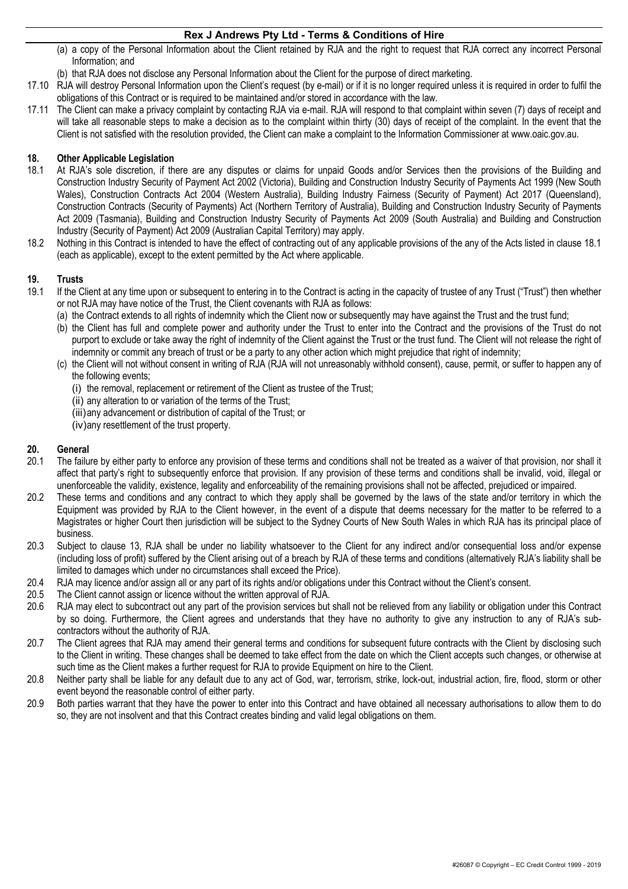(a) a copy of the Personal Information about the Client retained by RJA and the right to request that RJA correct any incorrect Personal Information; and

(b) that RJA does not disclose any Personal Information about the Client for the purpose of direct marketing.

17.10 RJA will destroy Personal Information upon the Client's request (by e-mail) or if it is no longer required unless it is required in order to fulfil the obligations of this Contract or is required to be maintained and/or stored in accordance with the law.

17.11 The Client can make a privacy complaint by contacting RJA via e-mail. RJA will respond to that complaint within seven (7) days of receipt and will take all reasonable steps to make a decision as to the complaint within thirty (30) days of receipt of the complaint. In the event that the Client is not satisfied with the resolution provided, the Client can make a complaint to the Information Commissioner at www.oaic.gov.au.

## 18. Other Applicable Legislation

18.1 At RJA's sole discretion, if there are any disputes or claims for unpaid Goods and/or Services then the provisions of the Building and Construction Industry Security of Payment Act 2002 (Victoria), Building and Construction Industry Security of Payments Act 1999 (New South Wales), Construction Contracts Act 2004 (Western Australia), Building Industry Fairness (Security of Payment) Act 2017 (Queensland), Construction Contracts (Security of Payments) Act (Northern Territory of Australia), Building and Construction Industry Security of Payments Act 2009 (Tasmania), Building and Construction Industry Security of Payments Act 2009 (South Australia) and Building and Construction Industry (Security of Payment) Act 2009 (Australian Capital Territory) may apply.

18.2 Nothing in this Contract is intended to have the effect of contracting out of any applicable provisions of the any of the Acts listed in clause 18.1 (each as applicable), except to the extent permitted by the Act where applicable.

## 19. Trusts

19.1 If the Client at any time upon or subsequent to entering in to the Contract is acting in the capacity of trustee of any Trust ("Trust") then whether or not RJA may have notice of the Trust, the Client covenants with RJA as follows:

(a) the Contract extends to all rights of indemnity which the Client now or subsequently may have against the Trust and the trust fund;

(b) the Client has full and complete power and authority under the Trust to enter into the Contract and the provisions of the Trust do not purport to exclude or take away the right of indemnity of the Client against the Trust or the trust fund. The Client will not release the right of indemnity or commit any breach of trust or be a party to any other action which might prejudice that right of indemnity;

(c) the Client will not without consent in writing of RJA (RJA will not unreasonably withhold consent), cause, permit, or suffer to happen any of the following events;

(i) the removal, replacement or retirement of the Client as trustee of the Trust;

(ii) any alteration to or variation of the terms of the Trust;

(iii) any advancement or distribution of capital of the Trust; or

(iv) any resettlement of the trust property.

## 20. General

20.1 The failure by either party to enforce any provision of these terms and conditions shall not be treated as a waiver of that provision, nor shall it affect that party's right to subsequently enforce that provision. If any provision of these terms and conditions shall be invalid, void, illegal or unenforceable the validity, existence, legality and enforceability of the remaining provisions shall not be affected, prejudiced or impaired.

20.2 These terms and conditions and any contract to which they apply shall be governed by the laws of the state and/or territory in which the Equipment was provided by RJA to the Client however, in the event of a dispute that deems necessary for the matter to be referred to a Magistrates or higher Court then jurisdiction will be subject to the Sydney Courts of New South Wales in which RJA has its principal place of business.

20.3 Subject to clause 13, RJA shall be under no liability whatsoever to the Client for any indirect and/or consequential loss and/or expense (including loss of profit) suffered by the Client arising out of a breach by RJA of these terms and conditions (alternatively RJA's liability shall be limited to damages which under no circumstances shall exceed the Price).

20.4 RJA may licence and/or assign all or any part of its rights and/or obligations under this Contract without the Client's consent.

20.5 The Client cannot assign or licence without the written approval of RJA.

20.6 RJA may elect to subcontract out any part of the provision services but shall not be relieved from any liability or obligation under this Contract by so doing. Furthermore, the Client agrees and understands that they have no authority to give any instruction to any of RJA's sub-contractors without the authority of RJA.

20.7 The Client agrees that RJA may amend their general terms and conditions for subsequent future contracts with the Client by disclosing such to the Client in writing. These changes shall be deemed to take effect from the date on which the Client accepts such changes, or otherwise at such time as the Client makes a further request for RJA to provide Equipment on hire to the Client.

20.8 Neither party shall be liable for any default due to any act of God, war, terrorism, strike, lock-out, industrial action, fire, flood, storm or other event beyond the reasonable control of either party.

20.9 Both parties warrant that they have the power to enter into this Contract and have obtained all necessary authorisations to allow them to do so, they are not insolvent and that this Contract creates binding and valid legal obligations on them.